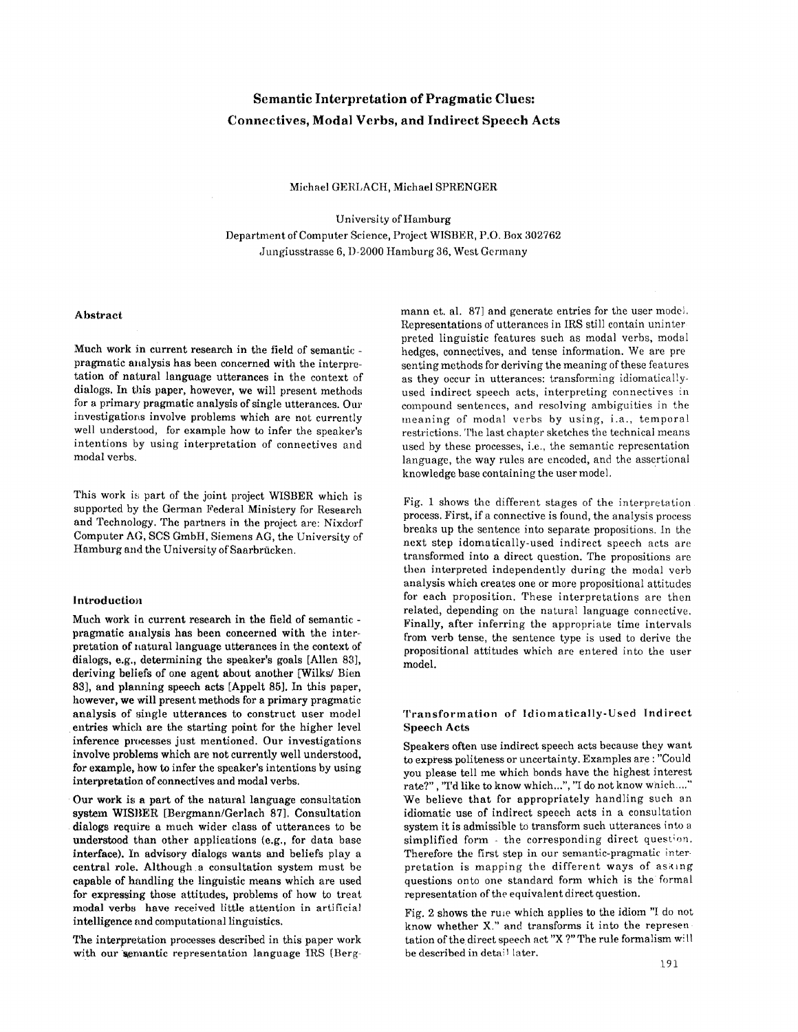# Semantic Interpretation of Pragmatic Clues: Connectives, Modal Verbs, and Indirect Speech Acts

Michael GERLACH, Michael SPRENGER

University of Hamburg
Department of Computer Science, Project WISBER, P.O. Box 302762
Jungiusstrasse 6, D-2000 Hamburg 36, West Germany

### Abstract

Much work in current research in the field of semantic - pragmatic analysis has been concerned with the interpretation of natural language utterances in the context of dialogs. In this paper, however, we will present methods for a primary pragmatic analysis of single utterances. Our investigations involve problems which are not currently well understood, for example how to infer the speaker's intentions by using interpretation of connectives and modal verbs.

This work is part of the joint project WISBER which is supported by the German Federal Ministery for Research and Technology. The partners in the project are: Nixdorf Computer AG, SCS GmbH, Siemens AG, the University of Hamburg and the University of Saarbrücken.

### Introduction

Much work in current research in the field of semantic - pragmatic analysis has been concerned with the interpretation of natural language utterances in the context of dialogs, e.g., determining the speaker's goals [Allen 83], deriving beliefs of one agent about another [Wilks/ Bien 83], and planning speech acts [Appelt 85]. In this paper, however, we will present methods for a primary pragmatic analysis of single utterances to construct user model entries which are the starting point for the higher level inference processes just mentioned. Our investigations involve problems which are not currently well understood, for example, how to infer the speaker's intentions by using interpretation of connectives and modal verbs.

Our work is a part of the natural language consultation system WISBER [Bergmann/Gerlach 87]. Consultation dialogs require a much wider class of utterances to be understood than other applications (e.g., for data base interface). In advisory dialogs wants and beliefs play a central role. Although a consultation system must be capable of handling the linguistic means which are used for expressing those attitudes, problems of how to treat modal verbs have received little attention in artificial intelligence and computational linguistics.

The interpretation processes described in this paper work with our semantic representation language IRS [Bergmann et. al. 87] and generate entries for the user model. Representations of utterances in IRS still contain uninterpreted linguistic features such as modal verbs, modal hedges, connectives, and tense information. We are presenting methods for deriving the meaning of these features as they occur in utterances: transforming idiomatically-used indirect speech acts, interpreting connectives in compound sentences, and resolving ambiguities in the meaning of modal verbs by using, i.a., temporal restrictions. The last chapter sketches the technical means used by these processes, i.e., the semantic representation language, the way rules are encoded, and the assertional knowledge base containing the user model.

Fig. 1 shows the different stages of the interpretation process. First, if a connective is found, the analysis process breaks up the sentence into separate propositions. In the next step idomatically-used indirect speech acts are transformed into a direct question. The propositions are then interpreted independently during the modal verb analysis which creates one or more propositional attitudes for each proposition. These interpretations are then related, depending on the natural language connective. Finally, after inferring the appropriate time intervals from verb tense, the sentence type is used to derive the propositional attitudes which are entered into the user model.

### Transformation of Idiomatically-Used Indirect Speech Acts

Speakers often use indirect speech acts because they want to express politeness or uncertainty. Examples are : "Could you please tell me which bonds have the highest interest rate?", "I'd like to know which...", "I do not know which...." We believe that for appropriately handling such an idiomatic use of indirect speech acts in a consultation system it is admissible to transform such utterances into a simplified form - the corresponding direct question. Therefore the first step in our semantic-pragmatic interpretation is mapping the different ways of asking questions onto one standard form which is the formal representation of the equivalent direct question.

Fig. 2 shows the rule which applies to the idiom "I do not know whether X." and transforms it into the representation of the direct speech act "X ?" The rule formalism will be described in detail later.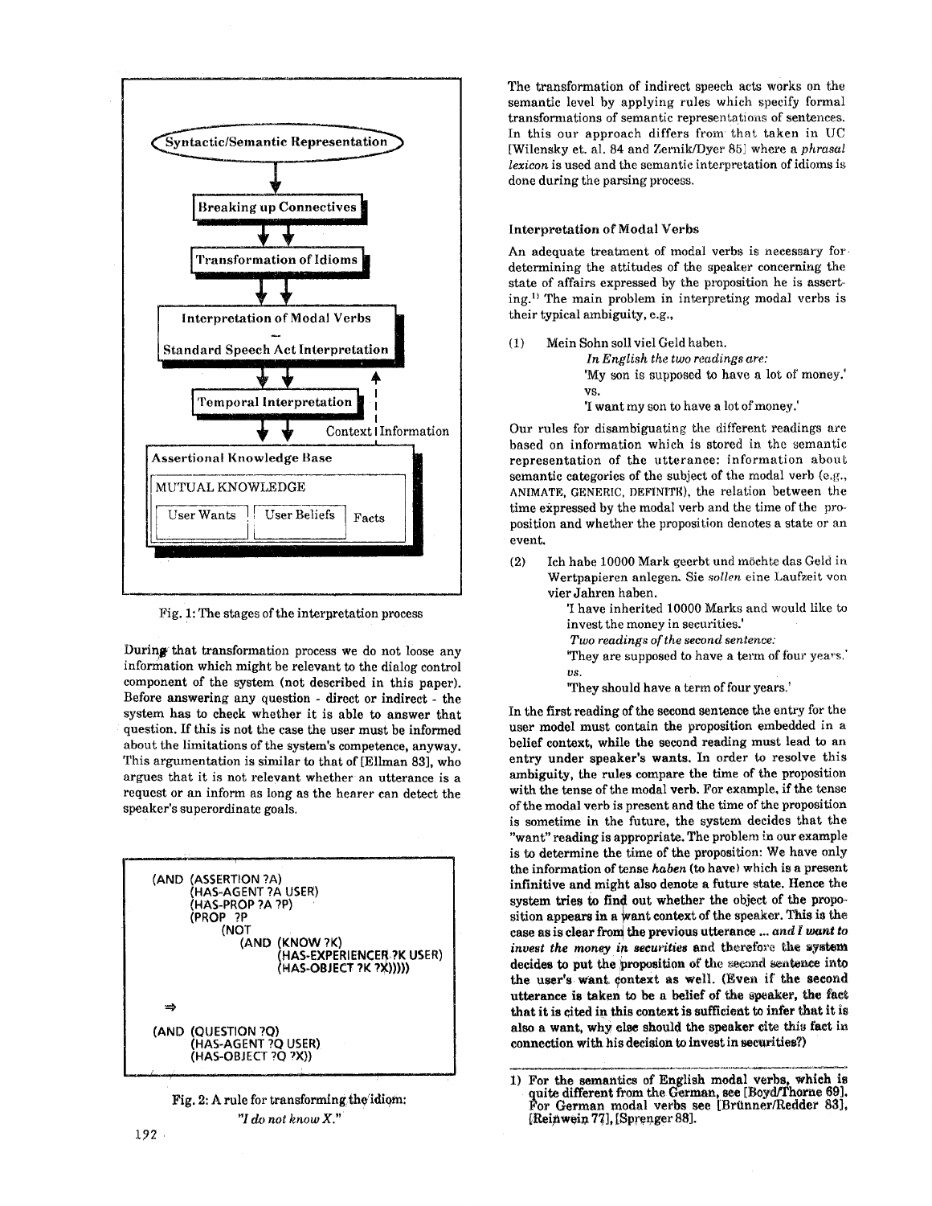Syntactic/Semantic Representation

Breaking up Connectives

Transformation of Idioms

Interpretation of Modal Verbs
—
Standard Speech Act Interpretation

Temporal Interpretation

Context Information

Assertional Knowledge Base

MUTUAL KNOWLEDGE

User Wants | User Beliefs | Facts

Fig. 1: The stages of the interpretation process

During that transformation process we do not loose any information which might be relevant to the dialog control component of the system (not described in this paper). Before answering any question - direct or indirect - the system has to check whether it is able to answer that question. If this is not the case the user must be informed about the limitations of the system's competence, anyway. This argumentation is similar to that of [Ellman 83], who argues that it is not relevant whether an utterance is a request or an inform as long as the hearer can detect the speaker's superordinate goals.

```
(AND (ASSERTION ?A)
     (HAS-AGENT ?A USER)
     (HAS-PROP ?A ?P)
     (PROP ?P
          (NOT
               (AND (KNOW ?K)
                    (HAS-EXPERIENCER ?K USER)
                    (HAS-OBJECT ?K ?X)))))

⇒

(AND (QUESTION ?Q)
     (HAS-AGENT ?Q USER)
     (HAS-OBJECT ?Q ?X))
```

Fig. 2: A rule for transforming the idiom:
*"I do not know X."*

The transformation of indirect speech acts works on the semantic level by applying rules which specify formal transformations of semantic representations of sentences. In this our approach differs from that taken in UC [Wilensky et. al. 84 and Zernik/Dyer 85] where a *phrasal lexicon* is used and the semantic interpretation of idioms is done during the parsing process.

### Interpretation of Modal Verbs

An adequate treatment of modal verbs is necessary for determining the attitudes of the speaker concerning the state of affairs expressed by the proposition he is asserting.[1] The main problem in interpreting modal verbs is their typical ambiguity, e.g.,

(1) Mein Sohn soll viel Geld haben.
*In English the two readings are:*
'My son is supposed to have a lot of money.'
vs.
'I want my son to have a lot of money.'

Our rules for disambiguating the different readings are based on information which is stored in the semantic representation of the utterance: information about semantic categories of the subject of the modal verb (e.g., ANIMATE, GENERIC, DEFINITE), the relation between the time expressed by the modal verb and the time of the proposition and whether the proposition denotes a state or an event.

(2) Ich habe 10000 Mark geerbt und möchte das Geld in Wertpapieren anlegen. Sie *sollen* eine Laufzeit von vier Jahren haben.
'I have inherited 10000 Marks and would like to invest the money in securities.'
*Two readings of the second sentence:*
'They are supposed to have a term of four years.'
*vs.*
'They should have a term of four years.'

In the first reading of the second sentence the entry for the user model must contain the proposition embedded in a belief context, while the second reading must lead to an entry under speaker's wants. In order to resolve this ambiguity, the rules compare the time of the proposition with the tense of the modal verb. For example, if the tense of the modal verb is present and the time of the proposition is sometime in the future, the system decides that the "want" reading is appropriate. The problem in our example is to determine the time of the proposition: We have only the information of tense *haben* (to have) which is a present infinitive and might also denote a future state. Hence the system tries to find out whether the object of the proposition appears in a want context of the speaker. This is the case as is clear from the previous utterance ... *and I want to invest the money in securities* and therefore the system decides to put the proposition of the second sentence into the user's want context as well. (Even if the second utterance is taken to be a belief of the speaker, the fact that it is cited in this context is sufficient to infer that it is also a want, why else should the speaker cite this fact in connection with his decision to invest in securities?)

1) For the semantics of English modal verbs, which is quite different from the German, see [Boyd/Thorne 69]. For German modal verbs see [Brünner/Redder 83], [Reinwein 77], [Sprenger 88].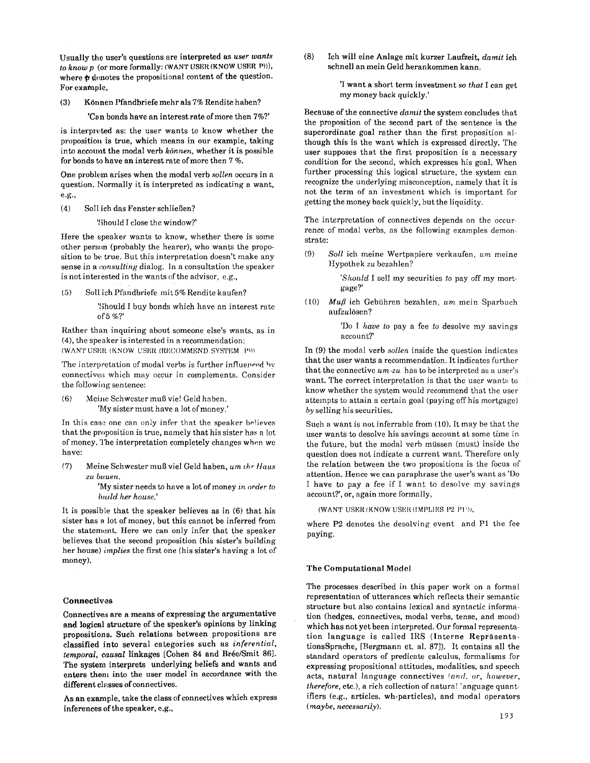Usually the user's questions are interpreted as *user wants to know p* (or more formally: (WANT USER (KNOW USER P))), where *p* denotes the propositional content of the question. For example,

(3) Können Pfandbriefe mehr als 7% Rendite haben?

'Can bonds have an interest rate of more then 7%?'

is interpreted as: the user wants to know whether the proposition is true, which means in our example, taking into account the modal verb *können*, whether it is possible for bonds to have an interest rate of more then 7 %.

One problem arises when the modal verb *sollen* occurs in a question. Normally it is interpreted as indicating a want, e.g.,

(4) Soll ich das Fenster schließen?

'Should I close the window?'

Here the speaker wants to know, whether there is some other person (probably the hearer), who wants the proposition to be true. But this interpretation doesn't make any sense in a *consulting* dialog. In a consultation the speaker is not interested in the wants of the advisor, e.g.,

(5) Soll ich Pfandbriefe mit 5% Rendite kaufen?

'Should I buy bonds which have an interest rate of 5 %?'

Rather than inquiring about someone else's wants, as in (4), the speaker is interested in a recommendation: (WANT USER (KNOW USER (RECOMMEND SYSTEM P)))

The interpretation of modal verbs is further influenced by connectives which may occur in complements. Consider the following sentence:

(6) Meine Schwester muß viel Geld haben.
'My sister must have a lot of money.'

In this case one can only infer that the speaker believes that the proposition is true, namely that his sister has a lot of money. The interpretation completely changes when we have:

(7) Meine Schwester muß viel Geld haben, *um ihr Haus zu bauen.*
'My sister needs to have a lot of money *in order to build her house.*'

It is possible that the speaker believes as in (6) that his sister has a lot of money, but this cannot be inferred from the statement. Here we can only infer that the speaker believes that the second proposition (his sister's building her house) *implies* the first one (his sister's having a lot of money).

## Connectives

Connectives are a means of expressing the argumentative and logical structure of the speaker's opinions by linking propositions. Such relations between propositions are classified into several categories such as *inferential*, *temporal*, *causal* linkages [Cohen 84 and Brée/Smit 86]. The system interprets underlying beliefs and wants and enters them into the user model in accordance with the different classes of connectives.

As an example, take the class of connectives which express inferences of the speaker, e.g.,

(8) Ich will eine Anlage mit kurzer Laufzeit, *damit* ich schnell an mein Geld herankommen kann.

'I want a short term investment *so that* I can get my money back quickly.'

Because of the connective *damit* the system concludes that the proposition of the second part of the sentence is the superordinate goal rather than the first proposition although this is the want which is expressed directly. The user supposes that the first proposition is a necessary condition for the second, which expresses his goal. When further processing this logical structure, the system can recognize the underlying misconception, namely that it is not the term of an investment which is important for getting the money back quickly, but the liquidity.

The interpretation of connectives depends on the occurrence of modal verbs, as the following examples demonstrate:

(9) *Soll* ich meine Wertpapiere verkaufen, *um* meine Hypothek *zu* bezahlen?

'*Should* I sell my securities *to* pay off my mortgage?'

(10) *Muß* ich Gebühren bezahlen, *um* mein Sparbuch aufzulösen?

'Do I *have to* pay a fee *to* desolve my savings account?'

In (9) the modal verb *sollen* inside the question indicates that the user wants a recommendation. It indicates further that the connective *um-zu* has to be interpreted as a user's want. The correct interpretation is that the user wants to know whether the system would recommend that the user attempts to attain a certain goal (paying off his mortgage) *by* selling his securities.

Such a want is not inferrable from (10). It may be that the user wants to desolve his savings account at some time in the future, but the modal verb müssen (must) inside the question does not indicate a current want. Therefore only the relation between the two propositions is the focus of attention. Hence we can paraphrase the user's want as 'Do I have to pay a fee if I want to desolve my savings account?', or, again more formally,

(WANT USER (KNOW USER (IMPLIES P2 P1))),

where P2 denotes the desolving event and P1 the fee paying.

## The Computational Model

The processes described in this paper work on a formal representation of utterances which reflects their semantic structure but also contains lexical and syntactic information (hedges, connectives, modal verbs, tense, and mood) which has not yet been interpreted. Our formal representation language is called IRS (Interne RepräsentationsSprache, [Bergmann et. al. 87]). It contains all the standard operators of predicate calculus, formalisms for expressing propositional attitudes, modalities, and speech acts, natural language connectives (*and, or, however, therefore*, etc.), a rich collection of natural language quantifiers (e.g., articles, wh-particles), and modal operators (*maybe, necessarily*).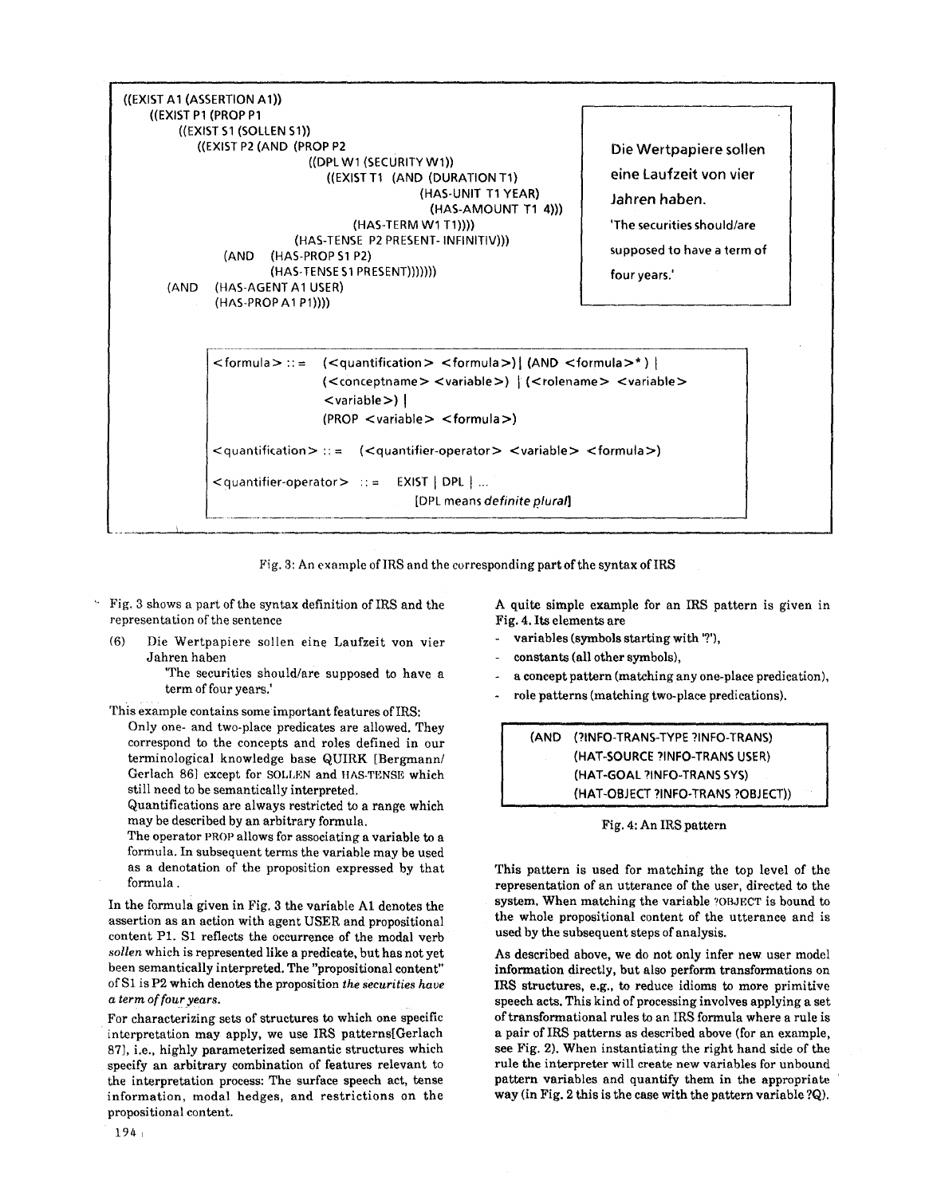```
((EXIST A1 (ASSERTION A1))
    ((EXIST P1 (PROP P1
        ((EXIST S1 (SOLLEN S1))
            ((EXIST P2 (AND (PROP P2
                            ((DPL W1 (SECURITY W1))
                                ((EXIST T1 (AND (DURATION T1)
                                                (HAS-UNIT T1 YEAR)
                                                 (HAS-AMOUNT T1 4)))
                                     (HAS-TERM W1 T1))))
                         (HAS-TENSE P2 PRESENT-INFINITIV)))
                 (AND  (HAS-PROP S1 P2)
                       (HAS-TENSE S1 PRESENT)))))))
    (AND  (HAS-AGENT A1 USER)
          (HAS-PROP A1 P1))))
```

Die Wertpapiere sollen eine Laufzeit von vier Jahren haben.
'The securities should/are supposed to have a term of four years.'

```
<formula> ::=  (<quantification> <formula>) | (AND <formula>* ) |
               (<conceptname> <variable>) | (<rolename> <variable>
               <variable>) |
               (PROP <variable> <formula>)

<quantification> ::=  (<quantifier-operator> <variable> <formula>)

<quantifier-operator>  ::=  EXIST | DPL | ...
                            [DPL means definite plural]
```

Fig. 3: An example of IRS and the corresponding part of the syntax of IRS

Fig. 3 shows a part of the syntax definition of IRS and the representation of the sentence

(6) Die Wertpapiere sollen eine Laufzeit von vier Jahren haben
'The securities should/are supposed to have a term of four years.'

This example contains some important features of IRS:

Only one- and two-place predicates are allowed. They correspond to the concepts and roles defined in our terminological knowledge base QUIRK [Bergmann/ Gerlach 86] except for SOLLEN and HAS-TENSE which still need to be semantically interpreted.

Quantifications are always restricted to a range which may be described by an arbitrary formula.

The operator PROP allows for associating a variable to a formula. In subsequent terms the variable may be used as a denotation of the proposition expressed by that formula.

In the formula given in Fig. 3 the variable A1 denotes the assertion as an action with agent USER and propositional content P1. S1 reflects the occurrence of the modal verb *sollen* which is represented like a predicate, but has not yet been semantically interpreted. The "propositional content" of S1 is P2 which denotes the proposition *the securities have a term of four years*.

For characterizing sets of structures to which one specific interpretation may apply, we use IRS patterns[Gerlach 87], i.e., highly parameterized semantic structures which specify an arbitrary combination of features relevant to the interpretation process: The surface speech act, tense information, modal hedges, and restrictions on the propositional content.

A quite simple example for an IRS pattern is given in Fig. 4. Its elements are

- variables (symbols starting with '?'),
- constants (all other symbols),
- a concept pattern (matching any one-place predication),
- role patterns (matching two-place predications).

```
(AND  (?INFO-TRANS-TYPE ?INFO-TRANS)
      (HAT-SOURCE ?INFO-TRANS USER)
      (HAT-GOAL ?INFO-TRANS SYS)
      (HAT-OBJECT ?INFO-TRANS ?OBJECT))
```

Fig. 4: An IRS pattern

This pattern is used for matching the top level of the representation of an utterance of the user, directed to the system. When matching the variable ?OBJECT is bound to the whole propositional content of the utterance and is used by the subsequent steps of analysis.

As described above, we do not only infer new user model information directly, but also perform transformations on IRS structures, e.g., to reduce idioms to more primitive speech acts. This kind of processing involves applying a set of transformational rules to an IRS formula where a rule is a pair of IRS patterns as described above (for an example, see Fig. 2). When instantiating the right hand side of the rule the interpreter will create new variables for unbound pattern variables and quantify them in the appropriate way (in Fig. 2 this is the case with the pattern variable ?Q).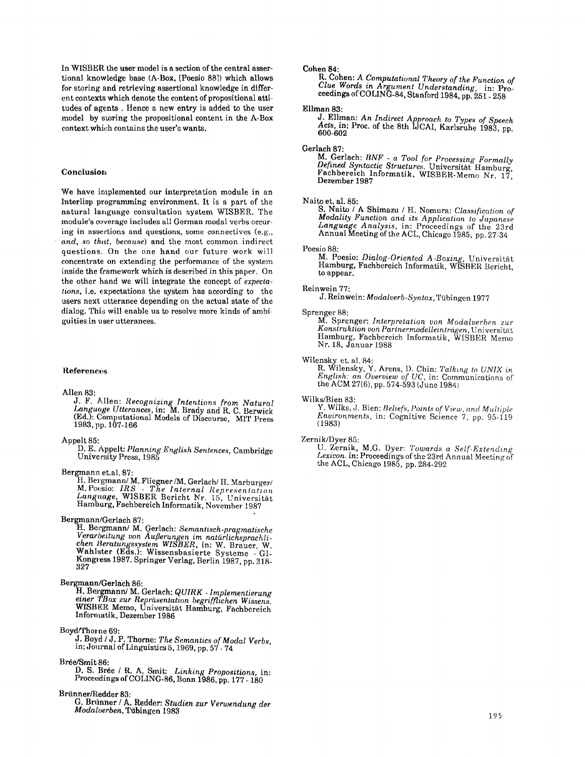In WISBER the user model is a section of the central assertional knowledge base (A-Box, [Poesio 88]) which allows for storing and retrieving assertional knowledge in different contexts which denote the content of propositional attitudes of agents . Hence a new entry is added to the user model by storing the propositional content in the A-Box context which contains the user's wants.

## Conclusion

We have implemented our interpretation module in an Interlisp programming environment. It is a part of the natural language consultation system WISBER. The module's coverage includes all German modal verbs occurring in assertions and questions, some connectives (e.g., *and, so that, because*) and the most common indirect questions. On the one hand our future work will concentrate on extending the performance of the system inside the framework which is described in this paper. On the other hand we will integrate the concept of *expectations*, i.e. expectations the system has according to the users next utterance depending on the actual state of the dialog. This will enable us to resolve more kinds of ambiguities in user utterances.

## References

Allen 83:
J. F. Allen: *Recognizing Intentions from Natural Language Utterances*, in: M. Brady and R. C. Berwick (Ed.): Computational Models of Discourse, MIT Press 1983, pp. 107-166

Appelt 85:
D. E. Appelt: *Planning English Sentences*, Cambridge University Press, 1985

Bergmann et.al. 87:
H. Bergmann/ M. Fliegner /M. Gerlach/ H. Marburger/ M. Poesio: *IRS - The Internal Representation Language*, WISBER Bericht Nr. 15, Universität Hamburg, Fachbereich Informatik, November 1987

Bergmann/Gerlach 87:
H. Bergmann/ M. Gerlach: *Semantisch-pragmatische Verarbeitung von Äußerungen im natürlichsprachlichen Beratungssystem WISBER*, in: W. Brauer, W. Wahlster (Eds.): Wissensbasierte Systeme - GI-Kongress 1987. Springer Verlag, Berlin 1987, pp. 318-327

Bergmann/Gerlach 86:
H. Bergmann/ M. Gerlach: *QUIRK - Implementierung einer TBox zur Repräsentation begrifflichen Wissens.* WISBER Memo, Universität Hamburg, Fachbereich Informatik, Dezember 1986

Boyd/Thorne 69:
J. Boyd / J. P. Thorne: *The Semantics of Modal Verbs*, in: Journal of Linguistics 5, 1969, pp. 57 - 74

Brée/Smit 86:
D. S. Brée / R. A. Smit: *Linking Propositions*, in: Proceedings of COLING-86, Bonn 1986, pp. 177 - 180

Brünner/Redder 83:
G. Brünner / A. Redder: *Studien zur Verwendung der Modalverben*, Tübingen 1983

Cohen 84:
R. Cohen: *A Computational Theory of the Function of Clue Words in Argument Understanding*, in: Proceedings of COLING-84, Stanford 1984, pp. 251 - 258

Ellman 83:
J. Ellman: *An Indirect Approach to Types of Speech Acts*, in: Proc. of the 8th IJCAI, Karlsruhe 1983, pp. 600-602

Gerlach 87:
M. Gerlach: *BNF - a Tool for Processing Formally Defined Syntactic Structures*. Universität Hamburg, Fachbereich Informatik, WISBER-Memo Nr. 17, Dezember 1987

Naito et. al. 85:
S. Naito / A Shimazu / H. Nomura: *Classification of Modality Function and its Application to Japanese Language Analysis*, in: Proceedings of the 23rd Annual Meeting of the ACL, Chicago 1985, pp. 27-34

Poesio 88:
M. Poesio: *Dialog-Oriented A-Boxing*, Universität Hamburg, Fachbereich Informatik, WISBER Bericht, to appear.

Reinwein 77:
J. Reinwein: *Modalverb-Syntax*, Tübingen 1977

Sprenger 88:
M. Sprenger: *Interpretation von Modalverben zur Konstruktion von Partnermodelleinträgen*, Universität Hamburg, Fachbereich Informatik, WISBER Memo Nr. 18, Januar 1988

Wilensky et. al. 84:
R. Wilensky, Y. Arens, D. Chin: *Talking to UNIX in English: an Overview of UC*, in: Communications of the ACM 27(6), pp. 574-593 (June 1984)

Wilks/Bien 83:
Y. Wilks, J. Bien: *Beliefs, Points of View, and Multiple Environments*, in: Cognitive Science 7, pp. 95-119 (1983)

Zernik/Dyer 85:
U. Zernik, M.G. Dyer: *Towards a Self-Extending Lexicon*. in: Proceedings of the 23rd Annual Meeting of the ACL, Chicago 1985, pp. 284-292